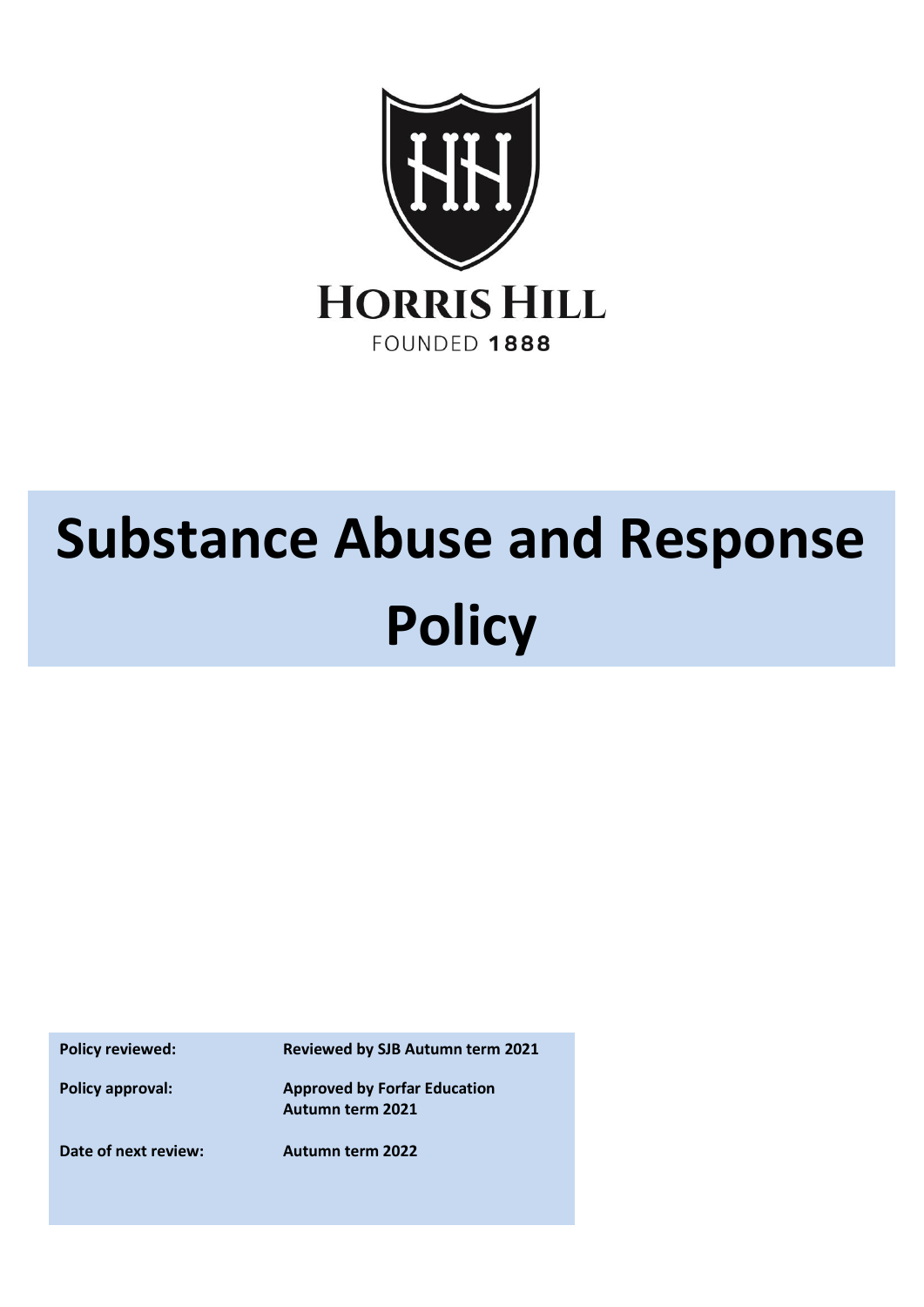HORRIS HILL

FOUNDED **1888**

# Substance Abuse and Response Policy

| | |
|---|---|
| **Policy reviewed:** | **Reviewed by SJB Autumn term 2021** |
| **Policy approval:** | **Approved by Forfar Education Autumn term 2021** |
| **Date of next review:** | **Autumn term 2022** |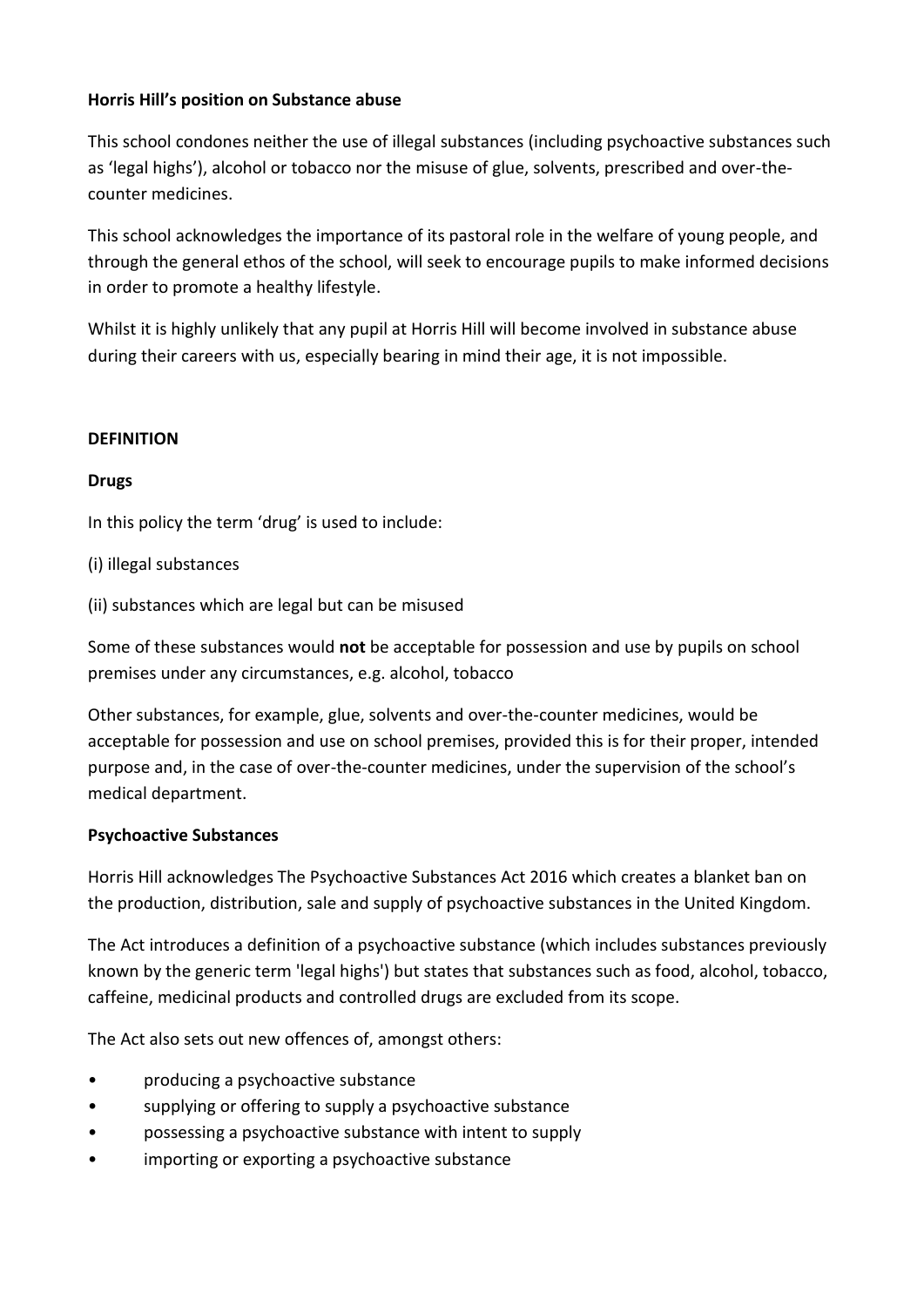**Horris Hill's position on Substance abuse**

This school condones neither the use of illegal substances (including psychoactive substances such as 'legal highs'), alcohol or tobacco nor the misuse of glue, solvents, prescribed and over-the-counter medicines.

This school acknowledges the importance of its pastoral role in the welfare of young people, and through the general ethos of the school, will seek to encourage pupils to make informed decisions in order to promote a healthy lifestyle.

Whilst it is highly unlikely that any pupil at Horris Hill will become involved in substance abuse during their careers with us, especially bearing in mind their age, it is not impossible.

## DEFINITION

### Drugs

In this policy the term 'drug' is used to include:

(i) illegal substances

(ii) substances which are legal but can be misused

Some of these substances would **not** be acceptable for possession and use by pupils on school premises under any circumstances, e.g. alcohol, tobacco

Other substances, for example, glue, solvents and over-the-counter medicines, would be acceptable for possession and use on school premises, provided this is for their proper, intended purpose and, in the case of over-the-counter medicines, under the supervision of the school's medical department.

### Psychoactive Substances

Horris Hill acknowledges The Psychoactive Substances Act 2016 which creates a blanket ban on the production, distribution, sale and supply of psychoactive substances in the United Kingdom.

The Act introduces a definition of a psychoactive substance (which includes substances previously known by the generic term 'legal highs') but states that substances such as food, alcohol, tobacco, caffeine, medicinal products and controlled drugs are excluded from its scope.

The Act also sets out new offences of, amongst others:

- producing a psychoactive substance
- supplying or offering to supply a psychoactive substance
- possessing a psychoactive substance with intent to supply
- importing or exporting a psychoactive substance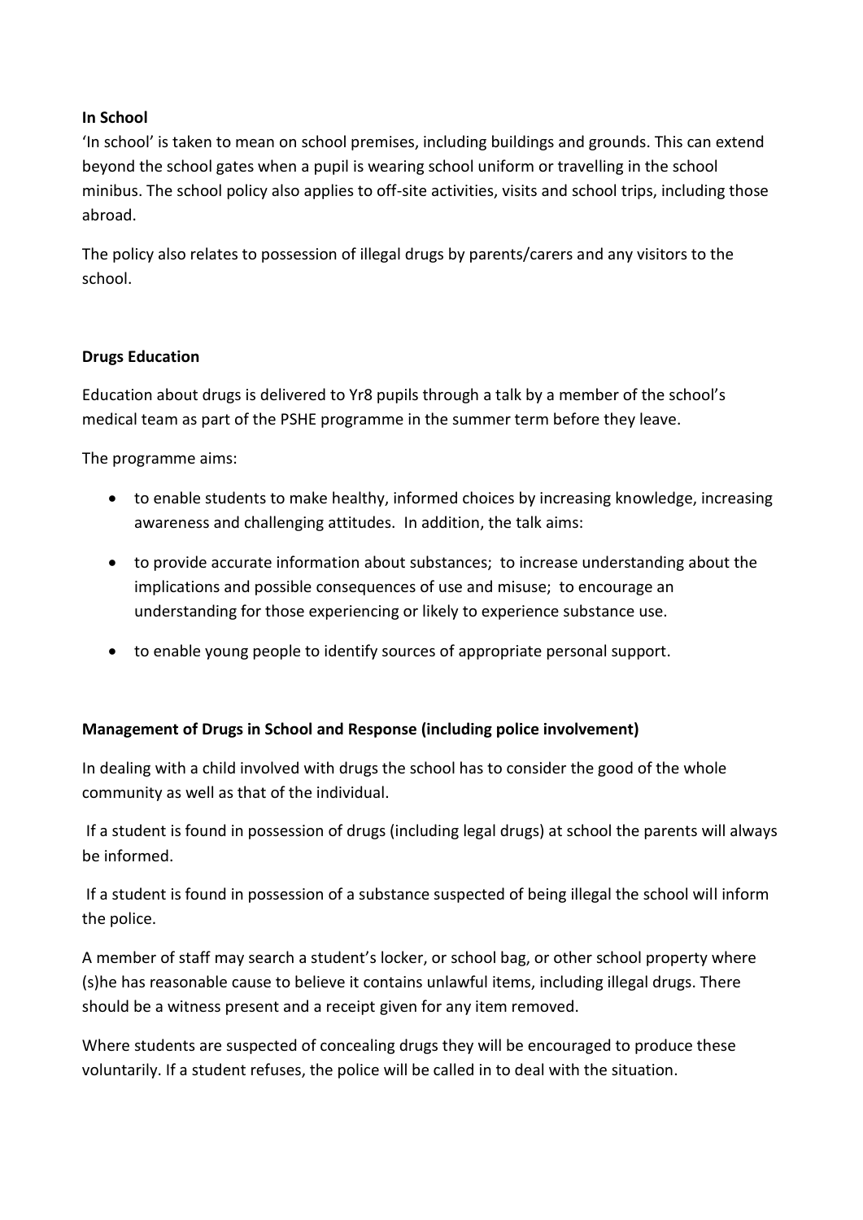**In School**

'In school' is taken to mean on school premises, including buildings and grounds. This can extend beyond the school gates when a pupil is wearing school uniform or travelling in the school minibus. The school policy also applies to off-site activities, visits and school trips, including those abroad.

The policy also relates to possession of illegal drugs by parents/carers and any visitors to the school.

**Drugs Education**

Education about drugs is delivered to Yr8 pupils through a talk by a member of the school's medical team as part of the PSHE programme in the summer term before they leave.

The programme aims:

- to enable students to make healthy, informed choices by increasing knowledge, increasing awareness and challenging attitudes. In addition, the talk aims:
- to provide accurate information about substances; to increase understanding about the implications and possible consequences of use and misuse; to encourage an understanding for those experiencing or likely to experience substance use.
- to enable young people to identify sources of appropriate personal support.

**Management of Drugs in School and Response (including police involvement)**

In dealing with a child involved with drugs the school has to consider the good of the whole community as well as that of the individual.

If a student is found in possession of drugs (including legal drugs) at school the parents will always be informed.

If a student is found in possession of a substance suspected of being illegal the school will inform the police.

A member of staff may search a student's locker, or school bag, or other school property where (s)he has reasonable cause to believe it contains unlawful items, including illegal drugs. There should be a witness present and a receipt given for any item removed.

Where students are suspected of concealing drugs they will be encouraged to produce these voluntarily. If a student refuses, the police will be called in to deal with the situation.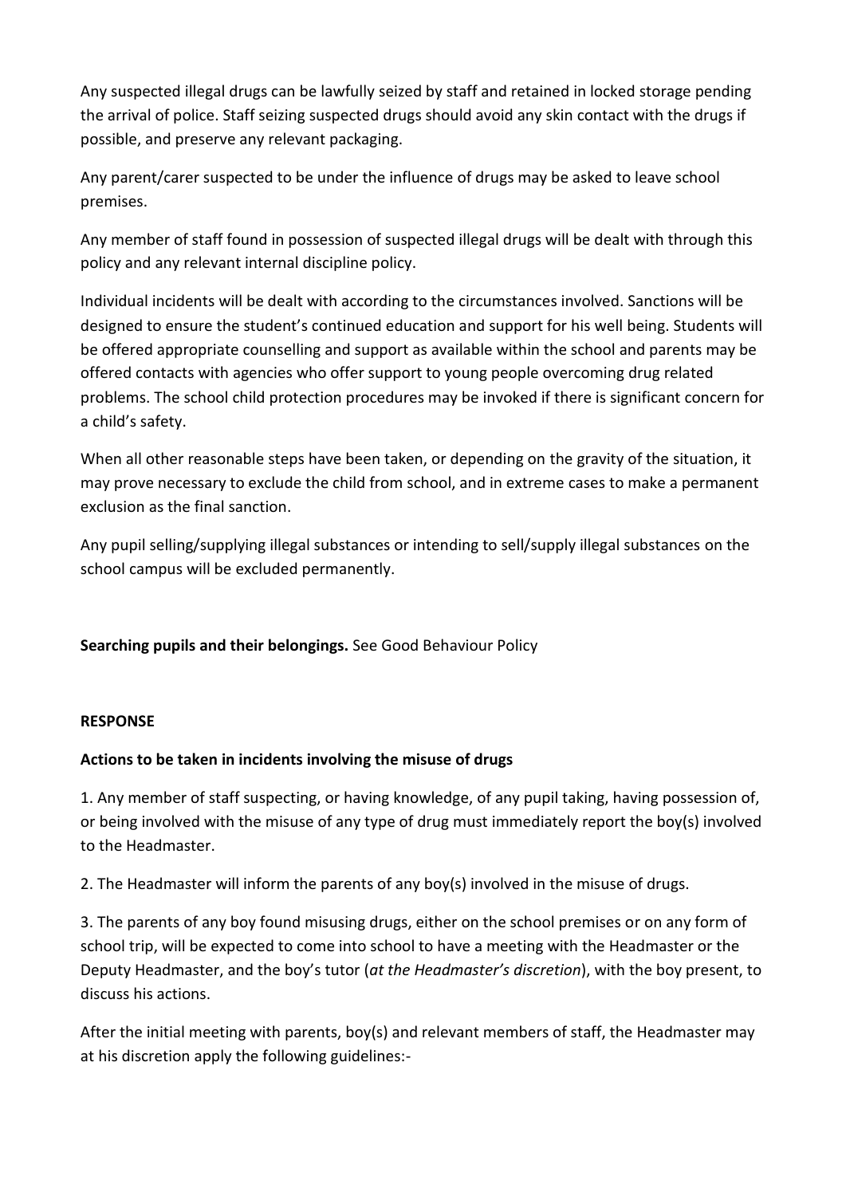Any suspected illegal drugs can be lawfully seized by staff and retained in locked storage pending the arrival of police. Staff seizing suspected drugs should avoid any skin contact with the drugs if possible, and preserve any relevant packaging.

Any parent/carer suspected to be under the influence of drugs may be asked to leave school premises.

Any member of staff found in possession of suspected illegal drugs will be dealt with through this policy and any relevant internal discipline policy.

Individual incidents will be dealt with according to the circumstances involved. Sanctions will be designed to ensure the student's continued education and support for his well being. Students will be offered appropriate counselling and support as available within the school and parents may be offered contacts with agencies who offer support to young people overcoming drug related problems. The school child protection procedures may be invoked if there is significant concern for a child's safety.

When all other reasonable steps have been taken, or depending on the gravity of the situation, it may prove necessary to exclude the child from school, and in extreme cases to make a permanent exclusion as the final sanction.

Any pupil selling/supplying illegal substances or intending to sell/supply illegal substances on the school campus will be excluded permanently.

**Searching pupils and their belongings.** See Good Behaviour Policy

**RESPONSE**

**Actions to be taken in incidents involving the misuse of drugs**

1. Any member of staff suspecting, or having knowledge, of any pupil taking, having possession of, or being involved with the misuse of any type of drug must immediately report the boy(s) involved to the Headmaster.

2. The Headmaster will inform the parents of any boy(s) involved in the misuse of drugs.

3. The parents of any boy found misusing drugs, either on the school premises or on any form of school trip, will be expected to come into school to have a meeting with the Headmaster or the Deputy Headmaster, and the boy's tutor (*at the Headmaster's discretion*), with the boy present, to discuss his actions.

After the initial meeting with parents, boy(s) and relevant members of staff, the Headmaster may at his discretion apply the following guidelines:-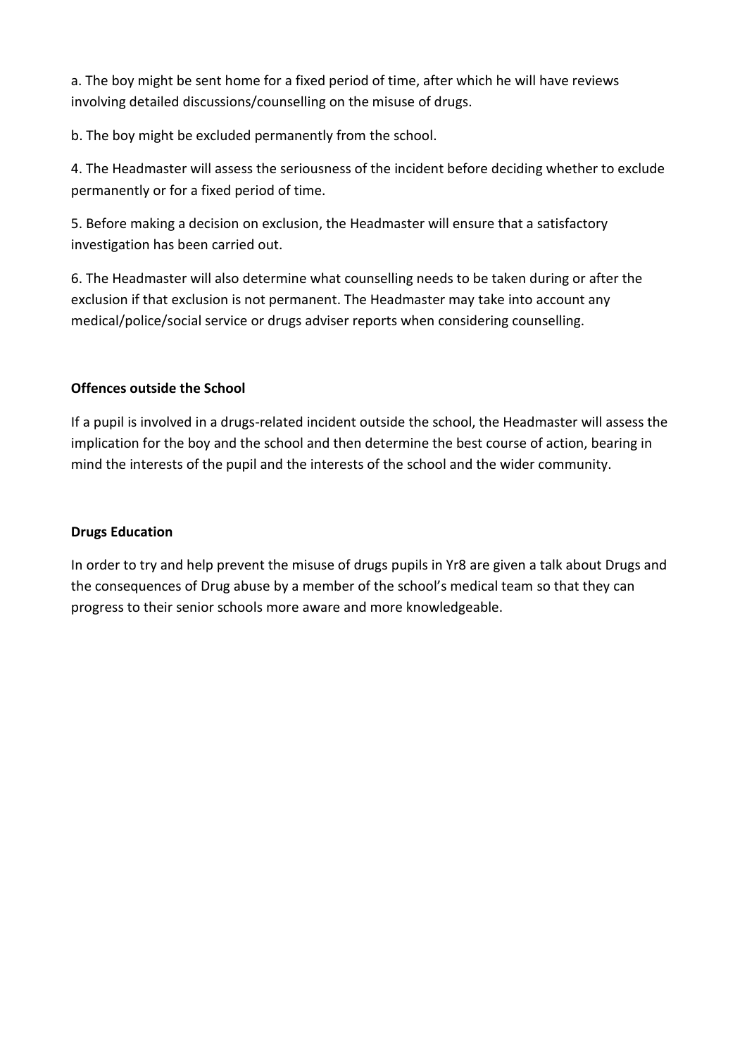a. The boy might be sent home for a fixed period of time, after which he will have reviews involving detailed discussions/counselling on the misuse of drugs.

b. The boy might be excluded permanently from the school.

4. The Headmaster will assess the seriousness of the incident before deciding whether to exclude permanently or for a fixed period of time.

5. Before making a decision on exclusion, the Headmaster will ensure that a satisfactory investigation has been carried out.

6. The Headmaster will also determine what counselling needs to be taken during or after the exclusion if that exclusion is not permanent. The Headmaster may take into account any medical/police/social service or drugs adviser reports when considering counselling.

**Offences outside the School**

If a pupil is involved in a drugs-related incident outside the school, the Headmaster will assess the implication for the boy and the school and then determine the best course of action, bearing in mind the interests of the pupil and the interests of the school and the wider community.

**Drugs Education**

In order to try and help prevent the misuse of drugs pupils in Yr8 are given a talk about Drugs and the consequences of Drug abuse by a member of the school's medical team so that they can progress to their senior schools more aware and more knowledgeable.